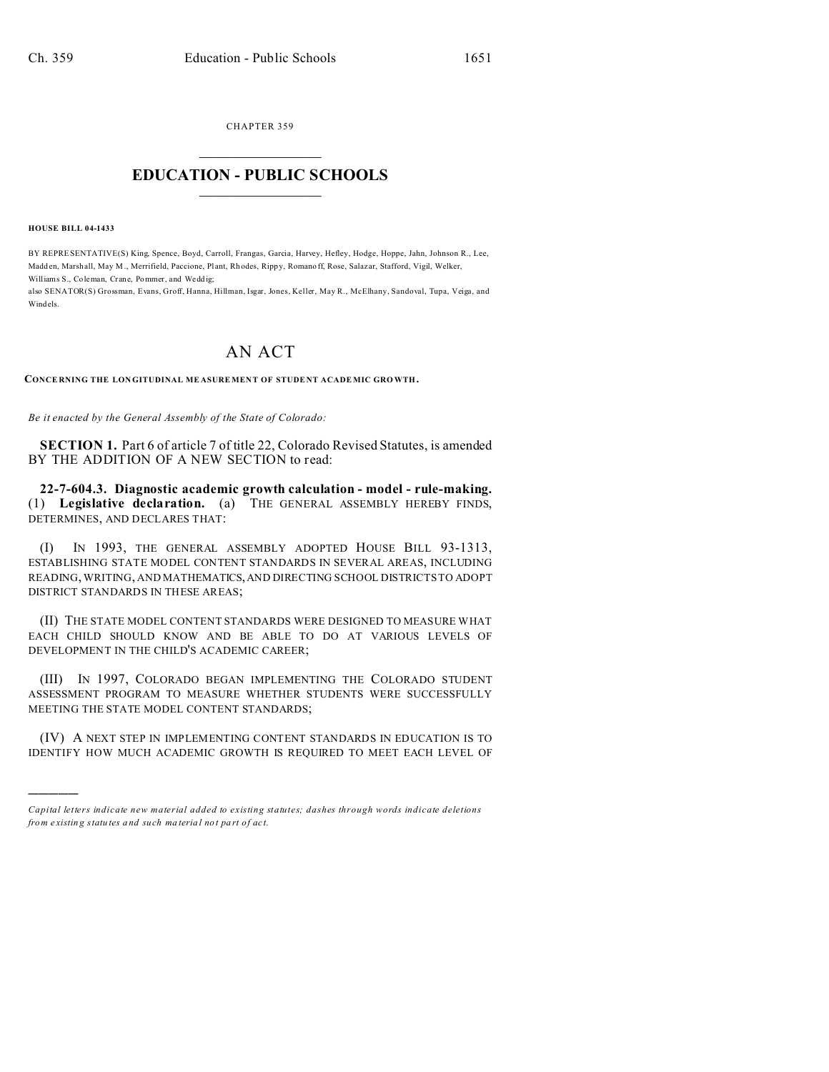CHAPTER 359

# EDUCATION - PUBLIC SCHOOLS

**HOUSE BILL 04-1433**

BY REPRESENTATIVE(S) King, Spence, Boyd, Carroll, Frangas, Garcia, Harvey, Hefley, Hodge, Hoppe, Jahn, Johnson R., Lee, Madden, Marshall, May M., Merrifield, Paccione, Plant, Rhodes, Rippy, Romanoff, Rose, Salazar, Stafford, Vigil, Welker, Williams S., Coleman, Crane, Pommer, and Weddig;
also SENATOR(S) Grossman, Evans, Groff, Hanna, Hillman, Isgar, Jones, Keller, May R., McElhany, Sandoval, Tupa, Veiga, and Windels.

# AN ACT

**CONCERNING THE LONGITUDINAL MEASUREMENT OF STUDENT ACADEMIC GROWTH.**

*Be it enacted by the General Assembly of the State of Colorado:*

**SECTION 1.** Part 6 of article 7 of title 22, Colorado Revised Statutes, is amended BY THE ADDITION OF A NEW SECTION to read:

**22-7-604.3. Diagnostic academic growth calculation - model - rule-making.** (1) **Legislative declaration.** (a) THE GENERAL ASSEMBLY HEREBY FINDS, DETERMINES, AND DECLARES THAT:

(I) IN 1993, THE GENERAL ASSEMBLY ADOPTED HOUSE BILL 93-1313, ESTABLISHING STATE MODEL CONTENT STANDARDS IN SEVERAL AREAS, INCLUDING READING, WRITING, AND MATHEMATICS, AND DIRECTING SCHOOL DISTRICTS TO ADOPT DISTRICT STANDARDS IN THESE AREAS;

(II) THE STATE MODEL CONTENT STANDARDS WERE DESIGNED TO MEASURE WHAT EACH CHILD SHOULD KNOW AND BE ABLE TO DO AT VARIOUS LEVELS OF DEVELOPMENT IN THE CHILD'S ACADEMIC CAREER;

(III) IN 1997, COLORADO BEGAN IMPLEMENTING THE COLORADO STUDENT ASSESSMENT PROGRAM TO MEASURE WHETHER STUDENTS WERE SUCCESSFULLY MEETING THE STATE MODEL CONTENT STANDARDS;

(IV) A NEXT STEP IN IMPLEMENTING CONTENT STANDARDS IN EDUCATION IS TO IDENTIFY HOW MUCH ACADEMIC GROWTH IS REQUIRED TO MEET EACH LEVEL OF

---

*Capital letters indicate new material added to existing statutes; dashes through words indicate deletions from existing statutes and such material not part of act.*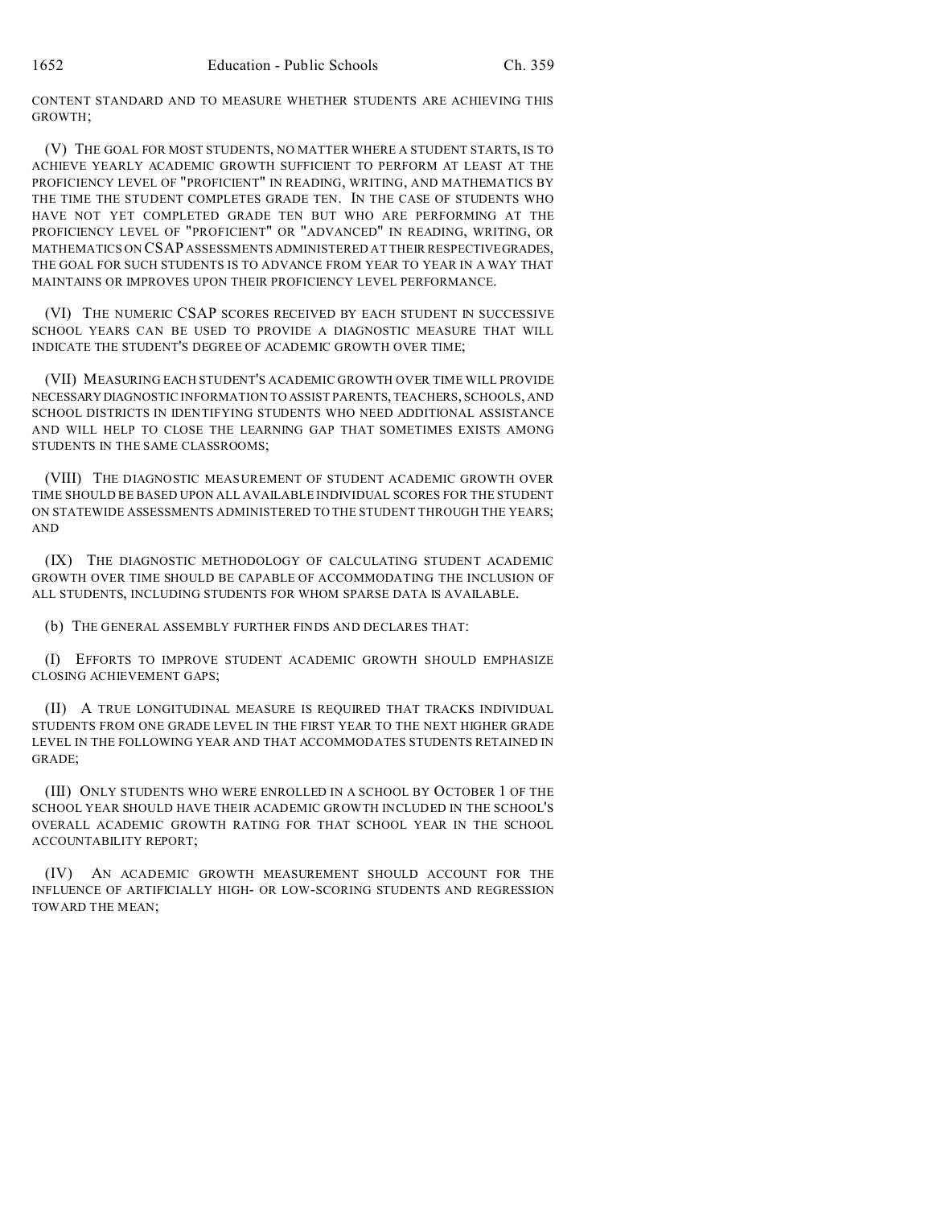CONTENT STANDARD AND TO MEASURE WHETHER STUDENTS ARE ACHIEVING THIS GROWTH;

(V) THE GOAL FOR MOST STUDENTS, NO MATTER WHERE A STUDENT STARTS, IS TO ACHIEVE YEARLY ACADEMIC GROWTH SUFFICIENT TO PERFORM AT LEAST AT THE PROFICIENCY LEVEL OF "PROFICIENT" IN READING, WRITING, AND MATHEMATICS BY THE TIME THE STUDENT COMPLETES GRADE TEN. IN THE CASE OF STUDENTS WHO HAVE NOT YET COMPLETED GRADE TEN BUT WHO ARE PERFORMING AT THE PROFICIENCY LEVEL OF "PROFICIENT" OR "ADVANCED" IN READING, WRITING, OR MATHEMATICS ON CSAP ASSESSMENTS ADMINISTERED AT THEIR RESPECTIVE GRADES, THE GOAL FOR SUCH STUDENTS IS TO ADVANCE FROM YEAR TO YEAR IN A WAY THAT MAINTAINS OR IMPROVES UPON THEIR PROFICIENCY LEVEL PERFORMANCE.

(VI) THE NUMERIC CSAP SCORES RECEIVED BY EACH STUDENT IN SUCCESSIVE SCHOOL YEARS CAN BE USED TO PROVIDE A DIAGNOSTIC MEASURE THAT WILL INDICATE THE STUDENT'S DEGREE OF ACADEMIC GROWTH OVER TIME;

(VII) MEASURING EACH STUDENT'S ACADEMIC GROWTH OVER TIME WILL PROVIDE NECESSARY DIAGNOSTIC INFORMATION TO ASSIST PARENTS, TEACHERS, SCHOOLS, AND SCHOOL DISTRICTS IN IDENTIFYING STUDENTS WHO NEED ADDITIONAL ASSISTANCE AND WILL HELP TO CLOSE THE LEARNING GAP THAT SOMETIMES EXISTS AMONG STUDENTS IN THE SAME CLASSROOMS;

(VIII) THE DIAGNOSTIC MEASUREMENT OF STUDENT ACADEMIC GROWTH OVER TIME SHOULD BE BASED UPON ALL AVAILABLE INDIVIDUAL SCORES FOR THE STUDENT ON STATEWIDE ASSESSMENTS ADMINISTERED TO THE STUDENT THROUGH THE YEARS; AND

(IX) THE DIAGNOSTIC METHODOLOGY OF CALCULATING STUDENT ACADEMIC GROWTH OVER TIME SHOULD BE CAPABLE OF ACCOMMODATING THE INCLUSION OF ALL STUDENTS, INCLUDING STUDENTS FOR WHOM SPARSE DATA IS AVAILABLE.

(b) THE GENERAL ASSEMBLY FURTHER FINDS AND DECLARES THAT:

(I) EFFORTS TO IMPROVE STUDENT ACADEMIC GROWTH SHOULD EMPHASIZE CLOSING ACHIEVEMENT GAPS;

(II) A TRUE LONGITUDINAL MEASURE IS REQUIRED THAT TRACKS INDIVIDUAL STUDENTS FROM ONE GRADE LEVEL IN THE FIRST YEAR TO THE NEXT HIGHER GRADE LEVEL IN THE FOLLOWING YEAR AND THAT ACCOMMODATES STUDENTS RETAINED IN GRADE;

(III) ONLY STUDENTS WHO WERE ENROLLED IN A SCHOOL BY OCTOBER 1 OF THE SCHOOL YEAR SHOULD HAVE THEIR ACADEMIC GROWTH INCLUDED IN THE SCHOOL'S OVERALL ACADEMIC GROWTH RATING FOR THAT SCHOOL YEAR IN THE SCHOOL ACCOUNTABILITY REPORT;

(IV) AN ACADEMIC GROWTH MEASUREMENT SHOULD ACCOUNT FOR THE INFLUENCE OF ARTIFICIALLY HIGH- OR LOW-SCORING STUDENTS AND REGRESSION TOWARD THE MEAN;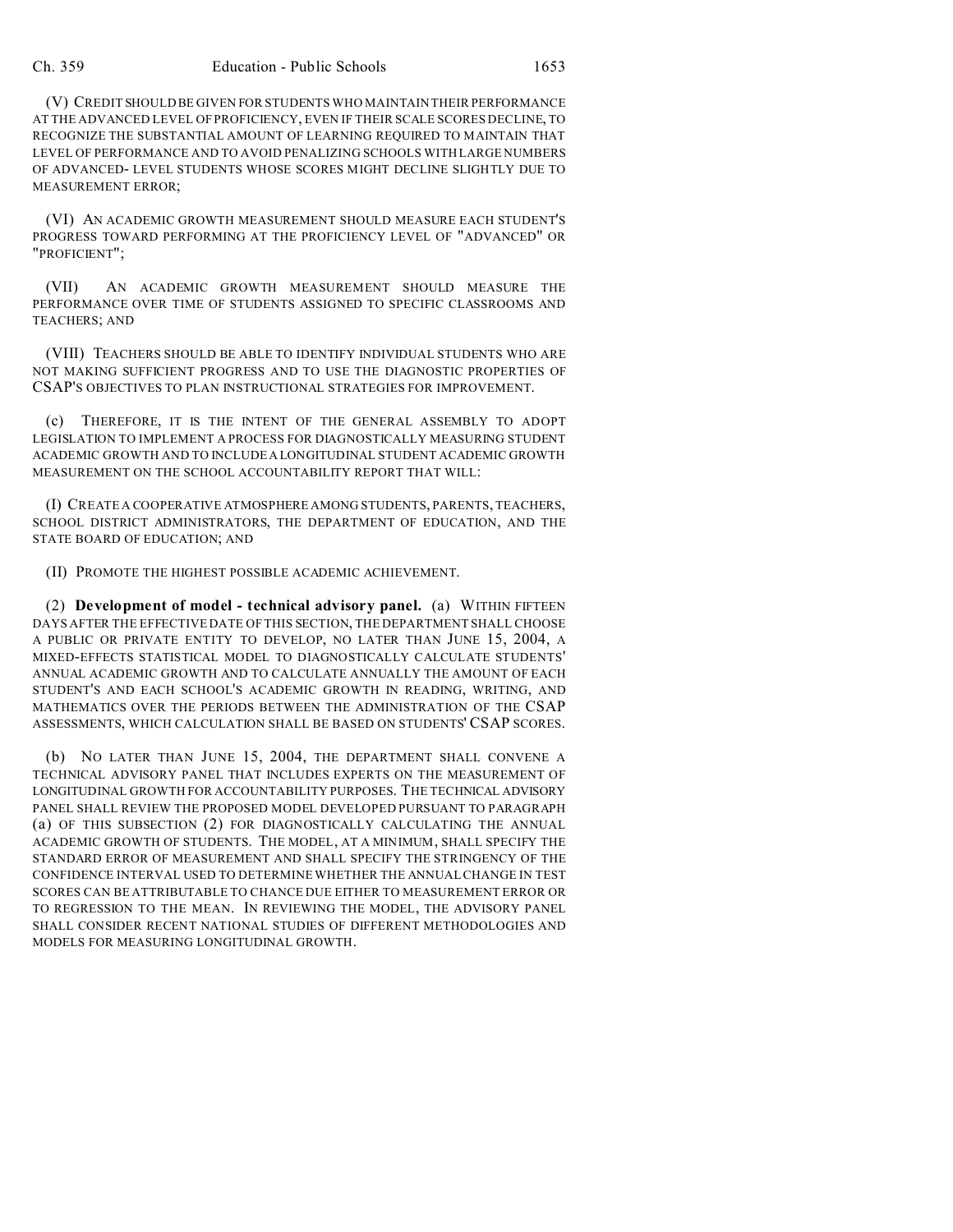(V) CREDIT SHOULD BE GIVEN FOR STUDENTS WHO MAINTAIN THEIR PERFORMANCE AT THE ADVANCED LEVEL OF PROFICIENCY, EVEN IF THEIR SCALE SCORES DECLINE, TO RECOGNIZE THE SUBSTANTIAL AMOUNT OF LEARNING REQUIRED TO MAINTAIN THAT LEVEL OF PERFORMANCE AND TO AVOID PENALIZING SCHOOLS WITH LARGE NUMBERS OF ADVANCED- LEVEL STUDENTS WHOSE SCORES MIGHT DECLINE SLIGHTLY DUE TO MEASUREMENT ERROR;

(VI) AN ACADEMIC GROWTH MEASUREMENT SHOULD MEASURE EACH STUDENT'S PROGRESS TOWARD PERFORMING AT THE PROFICIENCY LEVEL OF "ADVANCED" OR "PROFICIENT";

(VII) AN ACADEMIC GROWTH MEASUREMENT SHOULD MEASURE THE PERFORMANCE OVER TIME OF STUDENTS ASSIGNED TO SPECIFIC CLASSROOMS AND TEACHERS; AND

(VIII) TEACHERS SHOULD BE ABLE TO IDENTIFY INDIVIDUAL STUDENTS WHO ARE NOT MAKING SUFFICIENT PROGRESS AND TO USE THE DIAGNOSTIC PROPERTIES OF CSAP'S OBJECTIVES TO PLAN INSTRUCTIONAL STRATEGIES FOR IMPROVEMENT.

(c) THEREFORE, IT IS THE INTENT OF THE GENERAL ASSEMBLY TO ADOPT LEGISLATION TO IMPLEMENT A PROCESS FOR DIAGNOSTICALLY MEASURING STUDENT ACADEMIC GROWTH AND TO INCLUDE A LONGITUDINAL STUDENT ACADEMIC GROWTH MEASUREMENT ON THE SCHOOL ACCOUNTABILITY REPORT THAT WILL:

(I) CREATE A COOPERATIVE ATMOSPHERE AMONG STUDENTS, PARENTS, TEACHERS, SCHOOL DISTRICT ADMINISTRATORS, THE DEPARTMENT OF EDUCATION, AND THE STATE BOARD OF EDUCATION; AND

(II) PROMOTE THE HIGHEST POSSIBLE ACADEMIC ACHIEVEMENT.

(2) **Development of model - technical advisory panel.** (a) WITHIN FIFTEEN DAYS AFTER THE EFFECTIVE DATE OF THIS SECTION, THE DEPARTMENT SHALL CHOOSE A PUBLIC OR PRIVATE ENTITY TO DEVELOP, NO LATER THAN JUNE 15, 2004, A MIXED-EFFECTS STATISTICAL MODEL TO DIAGNOSTICALLY CALCULATE STUDENTS' ANNUAL ACADEMIC GROWTH AND TO CALCULATE ANNUALLY THE AMOUNT OF EACH STUDENT'S AND EACH SCHOOL'S ACADEMIC GROWTH IN READING, WRITING, AND MATHEMATICS OVER THE PERIODS BETWEEN THE ADMINISTRATION OF THE CSAP ASSESSMENTS, WHICH CALCULATION SHALL BE BASED ON STUDENTS' CSAP SCORES.

(b) NO LATER THAN JUNE 15, 2004, THE DEPARTMENT SHALL CONVENE A TECHNICAL ADVISORY PANEL THAT INCLUDES EXPERTS ON THE MEASUREMENT OF LONGITUDINAL GROWTH FOR ACCOUNTABILITY PURPOSES. THE TECHNICAL ADVISORY PANEL SHALL REVIEW THE PROPOSED MODEL DEVELOPED PURSUANT TO PARAGRAPH (a) OF THIS SUBSECTION (2) FOR DIAGNOSTICALLY CALCULATING THE ANNUAL ACADEMIC GROWTH OF STUDENTS. THE MODEL, AT A MINIMUM, SHALL SPECIFY THE STANDARD ERROR OF MEASUREMENT AND SHALL SPECIFY THE STRINGENCY OF THE CONFIDENCE INTERVAL USED TO DETERMINE WHETHER THE ANNUAL CHANGE IN TEST SCORES CAN BE ATTRIBUTABLE TO CHANCE DUE EITHER TO MEASUREMENT ERROR OR TO REGRESSION TO THE MEAN. IN REVIEWING THE MODEL, THE ADVISORY PANEL SHALL CONSIDER RECENT NATIONAL STUDIES OF DIFFERENT METHODOLOGIES AND MODELS FOR MEASURING LONGITUDINAL GROWTH.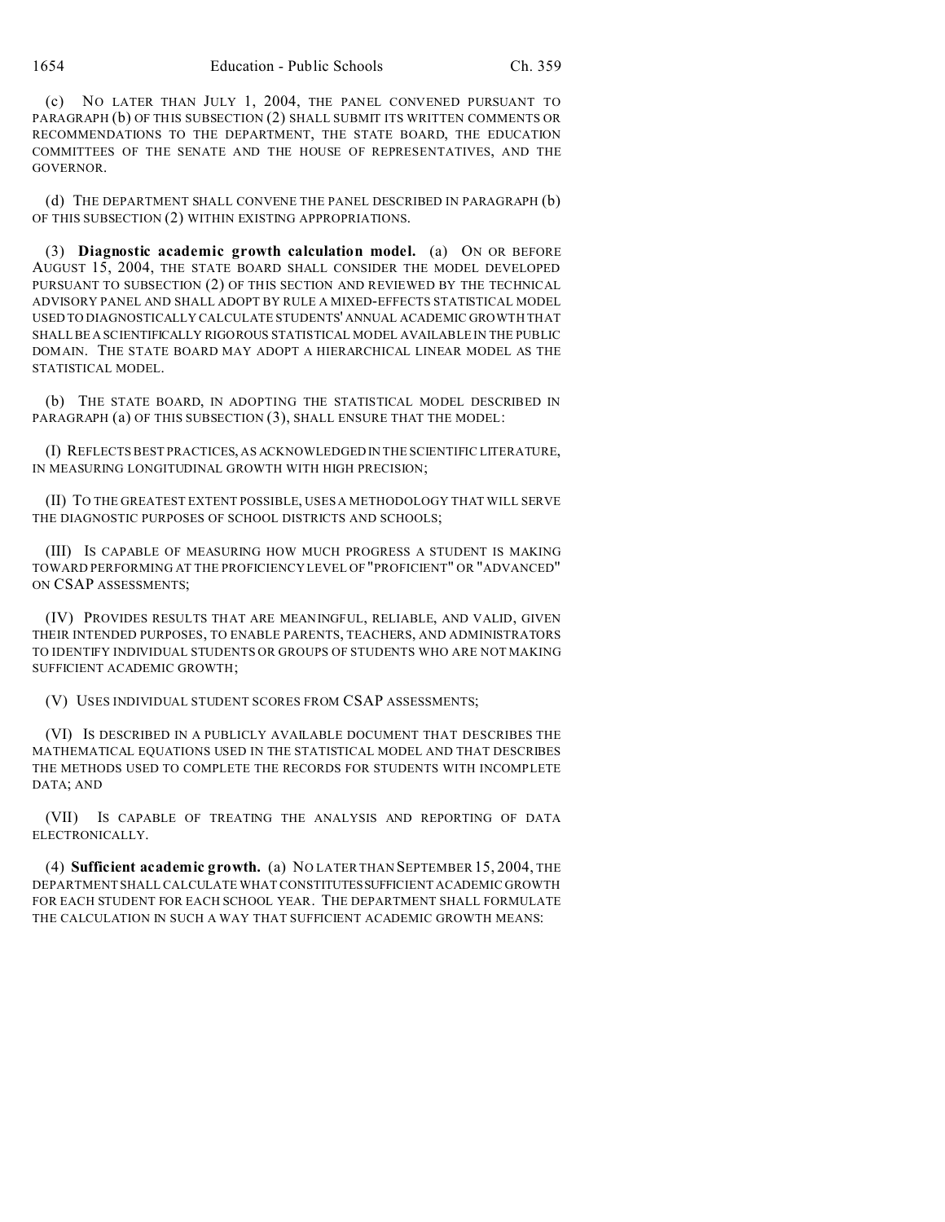(c) NO LATER THAN JULY 1, 2004, THE PANEL CONVENED PURSUANT TO PARAGRAPH (b) OF THIS SUBSECTION (2) SHALL SUBMIT ITS WRITTEN COMMENTS OR RECOMMENDATIONS TO THE DEPARTMENT, THE STATE BOARD, THE EDUCATION COMMITTEES OF THE SENATE AND THE HOUSE OF REPRESENTATIVES, AND THE GOVERNOR.

(d) THE DEPARTMENT SHALL CONVENE THE PANEL DESCRIBED IN PARAGRAPH (b) OF THIS SUBSECTION (2) WITHIN EXISTING APPROPRIATIONS.

(3) **Diagnostic academic growth calculation model.** (a) ON OR BEFORE AUGUST 15, 2004, THE STATE BOARD SHALL CONSIDER THE MODEL DEVELOPED PURSUANT TO SUBSECTION (2) OF THIS SECTION AND REVIEWED BY THE TECHNICAL ADVISORY PANEL AND SHALL ADOPT BY RULE A MIXED-EFFECTS STATISTICAL MODEL USED TO DIAGNOSTICALLY CALCULATE STUDENTS' ANNUAL ACADEMIC GROWTH THAT SHALL BE A SCIENTIFICALLY RIGOROUS STATISTICAL MODEL AVAILABLE IN THE PUBLIC DOMAIN. THE STATE BOARD MAY ADOPT A HIERARCHICAL LINEAR MODEL AS THE STATISTICAL MODEL.

(b) THE STATE BOARD, IN ADOPTING THE STATISTICAL MODEL DESCRIBED IN PARAGRAPH (a) OF THIS SUBSECTION (3), SHALL ENSURE THAT THE MODEL:

(I) REFLECTS BEST PRACTICES, AS ACKNOWLEDGED IN THE SCIENTIFIC LITERATURE, IN MEASURING LONGITUDINAL GROWTH WITH HIGH PRECISION;

(II) TO THE GREATEST EXTENT POSSIBLE, USES A METHODOLOGY THAT WILL SERVE THE DIAGNOSTIC PURPOSES OF SCHOOL DISTRICTS AND SCHOOLS;

(III) IS CAPABLE OF MEASURING HOW MUCH PROGRESS A STUDENT IS MAKING TOWARD PERFORMING AT THE PROFICIENCY LEVEL OF "PROFICIENT" OR "ADVANCED" ON CSAP ASSESSMENTS;

(IV) PROVIDES RESULTS THAT ARE MEANINGFUL, RELIABLE, AND VALID, GIVEN THEIR INTENDED PURPOSES, TO ENABLE PARENTS, TEACHERS, AND ADMINISTRATORS TO IDENTIFY INDIVIDUAL STUDENTS OR GROUPS OF STUDENTS WHO ARE NOT MAKING SUFFICIENT ACADEMIC GROWTH;

(V) USES INDIVIDUAL STUDENT SCORES FROM CSAP ASSESSMENTS;

(VI) IS DESCRIBED IN A PUBLICLY AVAILABLE DOCUMENT THAT DESCRIBES THE MATHEMATICAL EQUATIONS USED IN THE STATISTICAL MODEL AND THAT DESCRIBES THE METHODS USED TO COMPLETE THE RECORDS FOR STUDENTS WITH INCOMPLETE DATA; AND

(VII) IS CAPABLE OF TREATING THE ANALYSIS AND REPORTING OF DATA ELECTRONICALLY.

(4) **Sufficient academic growth.** (a) NO LATER THAN SEPTEMBER 15, 2004, THE DEPARTMENT SHALL CALCULATE WHAT CONSTITUTES SUFFICIENT ACADEMIC GROWTH FOR EACH STUDENT FOR EACH SCHOOL YEAR. THE DEPARTMENT SHALL FORMULATE THE CALCULATION IN SUCH A WAY THAT SUFFICIENT ACADEMIC GROWTH MEANS: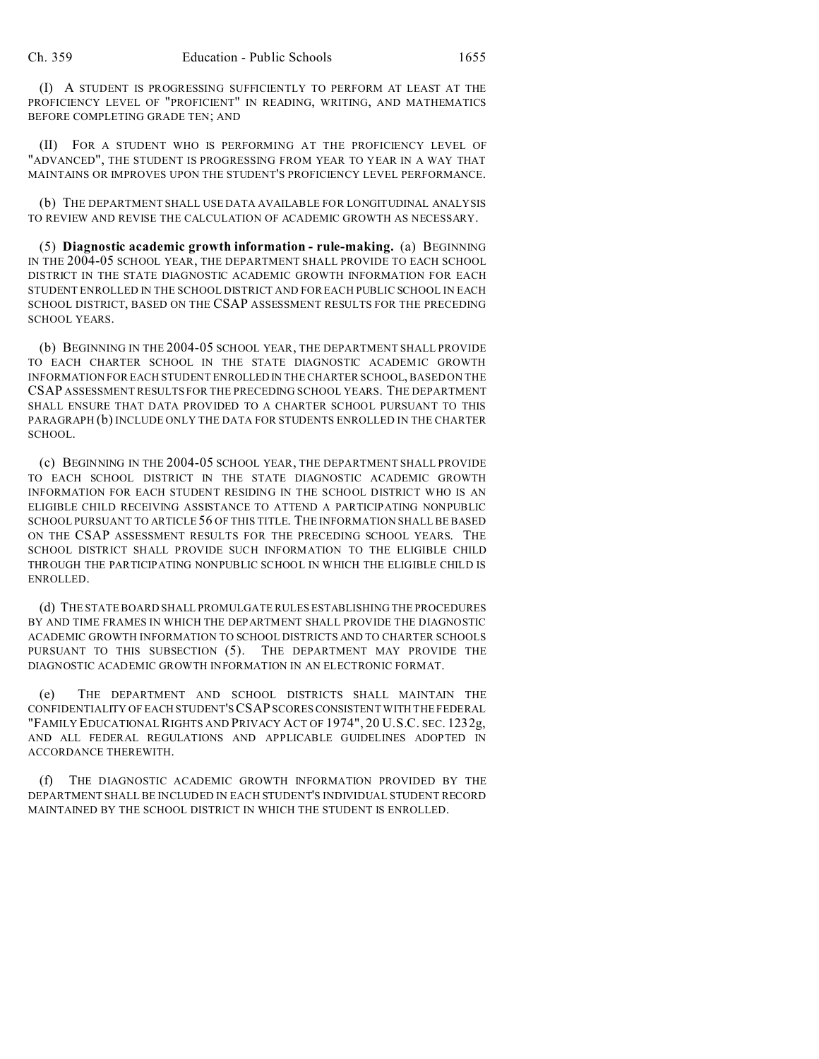(I) A STUDENT IS PROGRESSING SUFFICIENTLY TO PERFORM AT LEAST AT THE PROFICIENCY LEVEL OF "PROFICIENT" IN READING, WRITING, AND MATHEMATICS BEFORE COMPLETING GRADE TEN; AND

(II) FOR A STUDENT WHO IS PERFORMING AT THE PROFICIENCY LEVEL OF "ADVANCED", THE STUDENT IS PROGRESSING FROM YEAR TO YEAR IN A WAY THAT MAINTAINS OR IMPROVES UPON THE STUDENT'S PROFICIENCY LEVEL PERFORMANCE.

(b) THE DEPARTMENT SHALL USE DATA AVAILABLE FOR LONGITUDINAL ANALYSIS TO REVIEW AND REVISE THE CALCULATION OF ACADEMIC GROWTH AS NECESSARY.

(5) **Diagnostic academic growth information - rule-making.** (a) BEGINNING IN THE 2004-05 SCHOOL YEAR, THE DEPARTMENT SHALL PROVIDE TO EACH SCHOOL DISTRICT IN THE STATE DIAGNOSTIC ACADEMIC GROWTH INFORMATION FOR EACH STUDENT ENROLLED IN THE SCHOOL DISTRICT AND FOR EACH PUBLIC SCHOOL IN EACH SCHOOL DISTRICT, BASED ON THE CSAP ASSESSMENT RESULTS FOR THE PRECEDING SCHOOL YEARS.

(b) BEGINNING IN THE 2004-05 SCHOOL YEAR, THE DEPARTMENT SHALL PROVIDE TO EACH CHARTER SCHOOL IN THE STATE DIAGNOSTIC ACADEMIC GROWTH INFORMATION FOR EACH STUDENT ENROLLED IN THE CHARTER SCHOOL, BASED ON THE CSAP ASSESSMENT RESULTS FOR THE PRECEDING SCHOOL YEARS. THE DEPARTMENT SHALL ENSURE THAT DATA PROVIDED TO A CHARTER SCHOOL PURSUANT TO THIS PARAGRAPH (b) INCLUDE ONLY THE DATA FOR STUDENTS ENROLLED IN THE CHARTER SCHOOL.

(c) BEGINNING IN THE 2004-05 SCHOOL YEAR, THE DEPARTMENT SHALL PROVIDE TO EACH SCHOOL DISTRICT IN THE STATE DIAGNOSTIC ACADEMIC GROWTH INFORMATION FOR EACH STUDENT RESIDING IN THE SCHOOL DISTRICT WHO IS AN ELIGIBLE CHILD RECEIVING ASSISTANCE TO ATTEND A PARTICIPATING NONPUBLIC SCHOOL PURSUANT TO ARTICLE 56 OF THIS TITLE. THE INFORMATION SHALL BE BASED ON THE CSAP ASSESSMENT RESULTS FOR THE PRECEDING SCHOOL YEARS. THE SCHOOL DISTRICT SHALL PROVIDE SUCH INFORMATION TO THE ELIGIBLE CHILD THROUGH THE PARTICIPATING NONPUBLIC SCHOOL IN WHICH THE ELIGIBLE CHILD IS ENROLLED.

(d) THE STATE BOARD SHALL PROMULGATE RULES ESTABLISHING THE PROCEDURES BY AND TIME FRAMES IN WHICH THE DEPARTMENT SHALL PROVIDE THE DIAGNOSTIC ACADEMIC GROWTH INFORMATION TO SCHOOL DISTRICTS AND TO CHARTER SCHOOLS PURSUANT TO THIS SUBSECTION (5). THE DEPARTMENT MAY PROVIDE THE DIAGNOSTIC ACADEMIC GROWTH INFORMATION IN AN ELECTRONIC FORMAT.

(e) THE DEPARTMENT AND SCHOOL DISTRICTS SHALL MAINTAIN THE CONFIDENTIALITY OF EACH STUDENT'S CSAP SCORES CONSISTENT WITH THE FEDERAL "FAMILY EDUCATIONAL RIGHTS AND PRIVACY ACT OF 1974", 20 U.S.C. SEC. 1232g, AND ALL FEDERAL REGULATIONS AND APPLICABLE GUIDELINES ADOPTED IN ACCORDANCE THEREWITH.

(f) THE DIAGNOSTIC ACADEMIC GROWTH INFORMATION PROVIDED BY THE DEPARTMENT SHALL BE INCLUDED IN EACH STUDENT'S INDIVIDUAL STUDENT RECORD MAINTAINED BY THE SCHOOL DISTRICT IN WHICH THE STUDENT IS ENROLLED.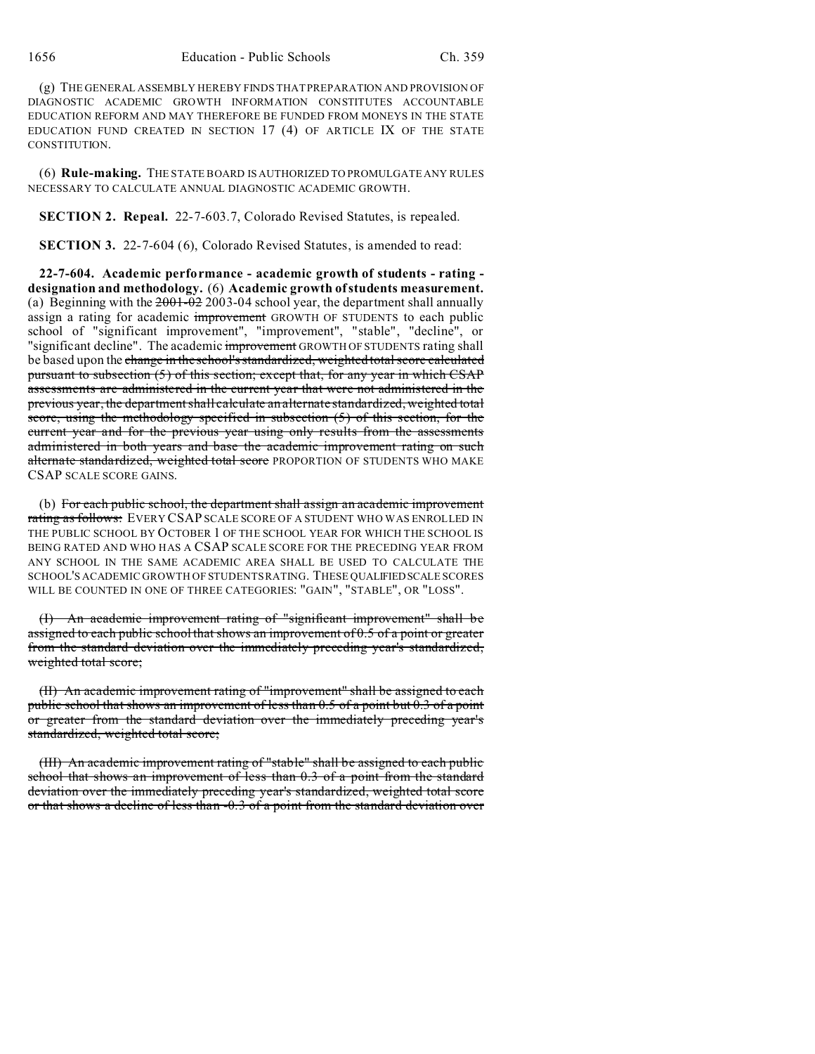(g) THE GENERAL ASSEMBLY HEREBY FINDS THAT PREPARATION AND PROVISION OF DIAGNOSTIC ACADEMIC GROWTH INFORMATION CONSTITUTES ACCOUNTABLE EDUCATION REFORM AND MAY THEREFORE BE FUNDED FROM MONEYS IN THE STATE EDUCATION FUND CREATED IN SECTION 17 (4) OF ARTICLE IX OF THE STATE CONSTITUTION.

(6) **Rule-making.** THE STATE BOARD IS AUTHORIZED TO PROMULGATE ANY RULES NECESSARY TO CALCULATE ANNUAL DIAGNOSTIC ACADEMIC GROWTH.

**SECTION 2. Repeal.** 22-7-603.7, Colorado Revised Statutes, is repealed.

**SECTION 3.** 22-7-604 (6), Colorado Revised Statutes, is amended to read:

**22-7-604. Academic performance - academic growth of students - rating - designation and methodology.** (6) **Academic growth of students measurement.** (a) Beginning with the ~~2001-02~~ 2003-04 school year, the department shall annually assign a rating for academic ~~improvement~~ GROWTH OF STUDENTS to each public school of "significant improvement", "improvement", "stable", "decline", or "significant decline". The academic ~~improvement~~ GROWTH OF STUDENTS rating shall be based upon the ~~change in the school's standardized, weighted total score calculated pursuant to subsection (5) of this section; except that, for any year in which CSAP assessments are administered in the current year that were not administered in the previous year, the department shall calculate an alternate standardized, weighted total score, using the methodology specified in subsection (5) of this section, for the current year and for the previous year using only results from the assessments administered in both years and base the academic improvement rating on such alternate standardized, weighted total score~~ PROPORTION OF STUDENTS WHO MAKE CSAP SCALE SCORE GAINS.

(b) ~~For each public school, the department shall assign an academic improvement rating as follows:~~ EVERY CSAP SCALE SCORE OF A STUDENT WHO WAS ENROLLED IN THE PUBLIC SCHOOL BY OCTOBER 1 OF THE SCHOOL YEAR FOR WHICH THE SCHOOL IS BEING RATED AND WHO HAS A CSAP SCALE SCORE FOR THE PRECEDING YEAR FROM ANY SCHOOL IN THE SAME ACADEMIC AREA SHALL BE USED TO CALCULATE THE SCHOOL'S ACADEMIC GROWTH OF STUDENTS RATING. THESE QUALIFIED SCALE SCORES WILL BE COUNTED IN ONE OF THREE CATEGORIES: "GAIN", "STABLE", OR "LOSS".

~~(I) An academic improvement rating of "significant improvement" shall be assigned to each public school that shows an improvement of 0.5 of a point or greater from the standard deviation over the immediately preceding year's standardized, weighted total score;~~

~~(II) An academic improvement rating of "improvement" shall be assigned to each public school that shows an improvement of less than 0.5 of a point but 0.3 of a point or greater from the standard deviation over the immediately preceding year's standardized, weighted total score;~~

~~(III) An academic improvement rating of "stable" shall be assigned to each public school that shows an improvement of less than 0.3 of a point from the standard deviation over the immediately preceding year's standardized, weighted total score or that shows a decline of less than -0.3 of a point from the standard deviation over~~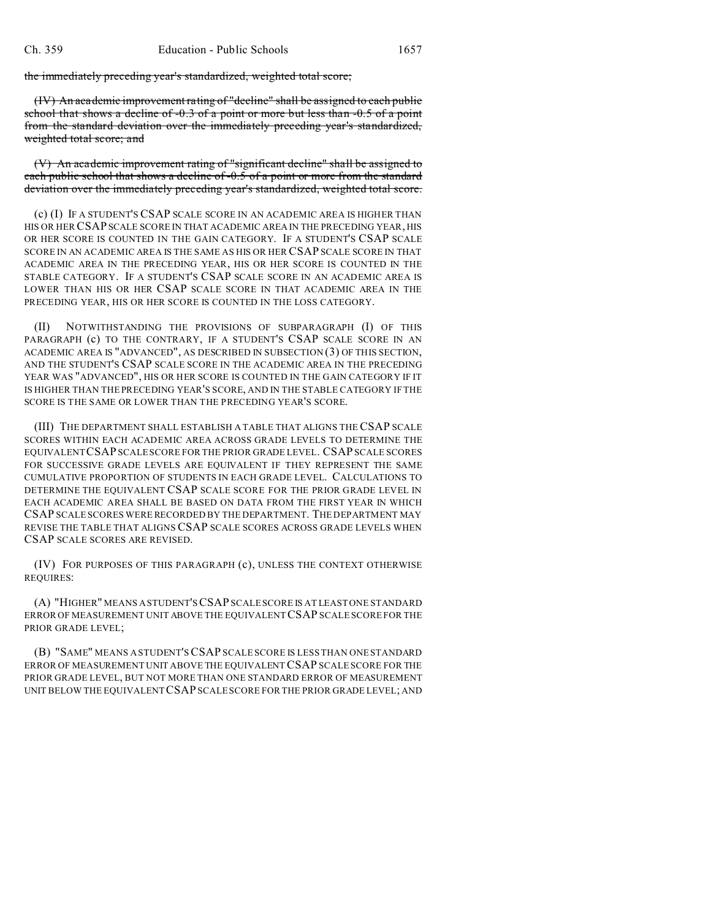~~the immediately preceding year's standardized, weighted total score;~~

~~(IV) An academic improvement rating of "decline" shall be assigned to each public school that shows a decline of -0.3 of a point or more but less than -0.5 of a point from the standard deviation over the immediately preceding year's standardized, weighted total score; and~~

~~(V) An academic improvement rating of "significant decline" shall be assigned to each public school that shows a decline of -0.5 of a point or more from the standard deviation over the immediately preceding year's standardized, weighted total score.~~

(c) (I) IF A STUDENT'S CSAP SCALE SCORE IN AN ACADEMIC AREA IS HIGHER THAN HIS OR HER CSAP SCALE SCORE IN THAT ACADEMIC AREA IN THE PRECEDING YEAR, HIS OR HER SCORE IS COUNTED IN THE GAIN CATEGORY. IF A STUDENT'S CSAP SCALE SCORE IN AN ACADEMIC AREA IS THE SAME AS HIS OR HER CSAP SCALE SCORE IN THAT ACADEMIC AREA IN THE PRECEDING YEAR, HIS OR HER SCORE IS COUNTED IN THE STABLE CATEGORY. IF A STUDENT'S CSAP SCALE SCORE IN AN ACADEMIC AREA IS LOWER THAN HIS OR HER CSAP SCALE SCORE IN THAT ACADEMIC AREA IN THE PRECEDING YEAR, HIS OR HER SCORE IS COUNTED IN THE LOSS CATEGORY.

(II) NOTWITHSTANDING THE PROVISIONS OF SUBPARAGRAPH (I) OF THIS PARAGRAPH (c) TO THE CONTRARY, IF A STUDENT'S CSAP SCALE SCORE IN AN ACADEMIC AREA IS "ADVANCED", AS DESCRIBED IN SUBSECTION (3) OF THIS SECTION, AND THE STUDENT'S CSAP SCALE SCORE IN THE ACADEMIC AREA IN THE PRECEDING YEAR WAS "ADVANCED", HIS OR HER SCORE IS COUNTED IN THE GAIN CATEGORY IF IT IS HIGHER THAN THE PRECEDING YEAR'S SCORE, AND IN THE STABLE CATEGORY IF THE SCORE IS THE SAME OR LOWER THAN THE PRECEDING YEAR'S SCORE.

(III) THE DEPARTMENT SHALL ESTABLISH A TABLE THAT ALIGNS THE CSAP SCALE SCORES WITHIN EACH ACADEMIC AREA ACROSS GRADE LEVELS TO DETERMINE THE EQUIVALENT CSAP SCALE SCORE FOR THE PRIOR GRADE LEVEL. CSAP SCALE SCORES FOR SUCCESSIVE GRADE LEVELS ARE EQUIVALENT IF THEY REPRESENT THE SAME CUMULATIVE PROPORTION OF STUDENTS IN EACH GRADE LEVEL. CALCULATIONS TO DETERMINE THE EQUIVALENT CSAP SCALE SCORE FOR THE PRIOR GRADE LEVEL IN EACH ACADEMIC AREA SHALL BE BASED ON DATA FROM THE FIRST YEAR IN WHICH CSAP SCALE SCORES WERE RECORDED BY THE DEPARTMENT. THE DEPARTMENT MAY REVISE THE TABLE THAT ALIGNS CSAP SCALE SCORES ACROSS GRADE LEVELS WHEN CSAP SCALE SCORES ARE REVISED.

(IV) FOR PURPOSES OF THIS PARAGRAPH (c), UNLESS THE CONTEXT OTHERWISE REQUIRES:

(A) "HIGHER" MEANS A STUDENT'S CSAP SCALE SCORE IS AT LEAST ONE STANDARD ERROR OF MEASUREMENT UNIT ABOVE THE EQUIVALENT CSAP SCALE SCORE FOR THE PRIOR GRADE LEVEL;

(B) "SAME" MEANS A STUDENT'S CSAP SCALE SCORE IS LESS THAN ONE STANDARD ERROR OF MEASUREMENT UNIT ABOVE THE EQUIVALENT CSAP SCALE SCORE FOR THE PRIOR GRADE LEVEL, BUT NOT MORE THAN ONE STANDARD ERROR OF MEASUREMENT UNIT BELOW THE EQUIVALENT CSAP SCALE SCORE FOR THE PRIOR GRADE LEVEL; AND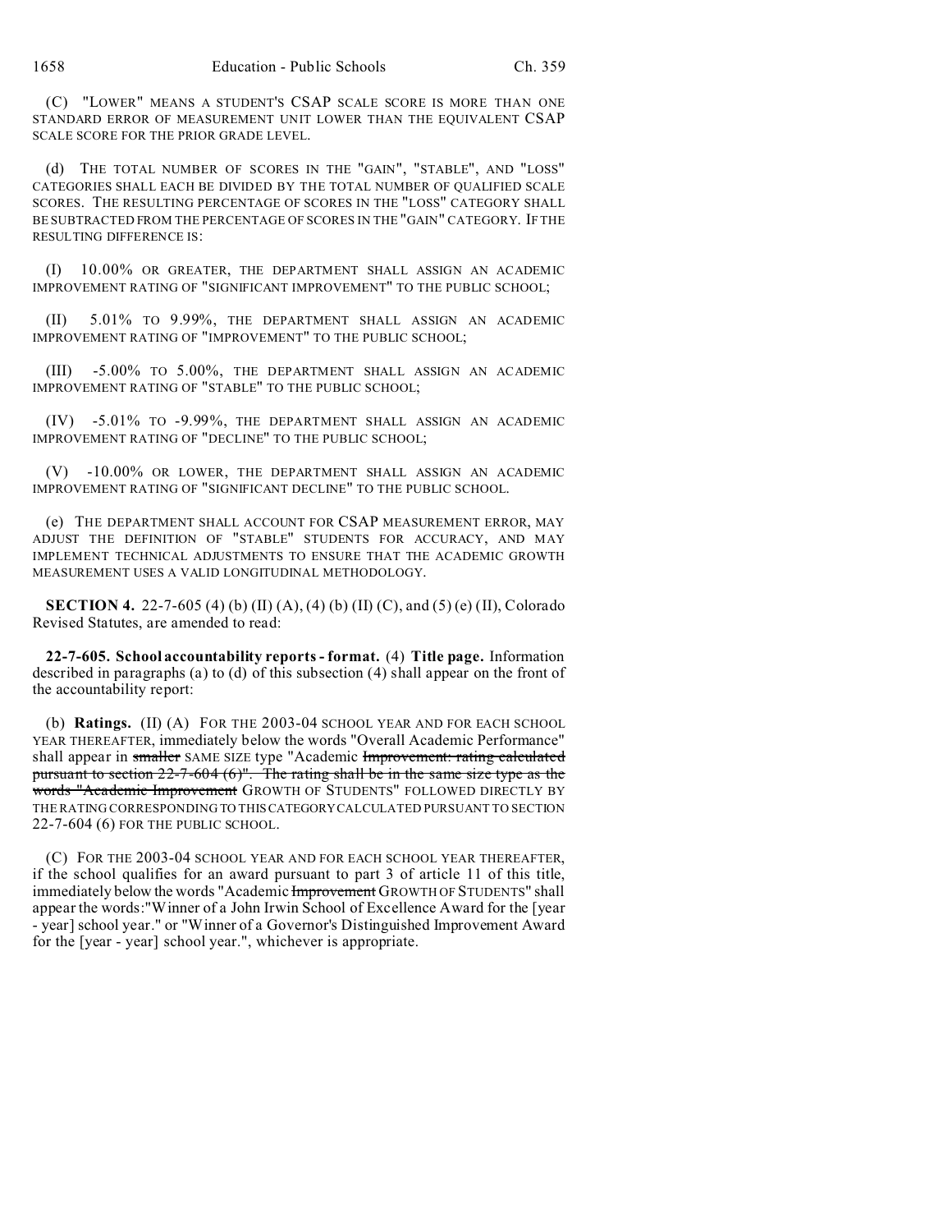(C) "LOWER" MEANS A STUDENT'S CSAP SCALE SCORE IS MORE THAN ONE STANDARD ERROR OF MEASUREMENT UNIT LOWER THAN THE EQUIVALENT CSAP SCALE SCORE FOR THE PRIOR GRADE LEVEL.

(d) THE TOTAL NUMBER OF SCORES IN THE "GAIN", "STABLE", AND "LOSS" CATEGORIES SHALL EACH BE DIVIDED BY THE TOTAL NUMBER OF QUALIFIED SCALE SCORES. THE RESULTING PERCENTAGE OF SCORES IN THE "LOSS" CATEGORY SHALL BE SUBTRACTED FROM THE PERCENTAGE OF SCORES IN THE "GAIN" CATEGORY. IF THE RESULTING DIFFERENCE IS:

(I) 10.00% OR GREATER, THE DEPARTMENT SHALL ASSIGN AN ACADEMIC IMPROVEMENT RATING OF "SIGNIFICANT IMPROVEMENT" TO THE PUBLIC SCHOOL;

(II) 5.01% TO 9.99%, THE DEPARTMENT SHALL ASSIGN AN ACADEMIC IMPROVEMENT RATING OF "IMPROVEMENT" TO THE PUBLIC SCHOOL;

(III) -5.00% TO 5.00%, THE DEPARTMENT SHALL ASSIGN AN ACADEMIC IMPROVEMENT RATING OF "STABLE" TO THE PUBLIC SCHOOL;

(IV) -5.01% TO -9.99%, THE DEPARTMENT SHALL ASSIGN AN ACADEMIC IMPROVEMENT RATING OF "DECLINE" TO THE PUBLIC SCHOOL;

(V) -10.00% OR LOWER, THE DEPARTMENT SHALL ASSIGN AN ACADEMIC IMPROVEMENT RATING OF "SIGNIFICANT DECLINE" TO THE PUBLIC SCHOOL.

(e) THE DEPARTMENT SHALL ACCOUNT FOR CSAP MEASUREMENT ERROR, MAY ADJUST THE DEFINITION OF "STABLE" STUDENTS FOR ACCURACY, AND MAY IMPLEMENT TECHNICAL ADJUSTMENTS TO ENSURE THAT THE ACADEMIC GROWTH MEASUREMENT USES A VALID LONGITUDINAL METHODOLOGY.

**SECTION 4.** 22-7-605 (4) (b) (II) (A), (4) (b) (II) (C), and (5) (e) (II), Colorado Revised Statutes, are amended to read:

**22-7-605. School accountability reports - format.** (4) **Title page.** Information described in paragraphs (a) to (d) of this subsection (4) shall appear on the front of the accountability report:

(b) **Ratings.** (II) (A) FOR THE 2003-04 SCHOOL YEAR AND FOR EACH SCHOOL YEAR THEREAFTER, immediately below the words "Overall Academic Performance" shall appear in ~~smaller~~ SAME SIZE type "Academic ~~Improvement: rating calculated pursuant to section 22-7-604 (6)". The rating shall be in the same size type as the words "Academic Improvement~~ GROWTH OF STUDENTS" FOLLOWED DIRECTLY BY THE RATING CORRESPONDING TO THIS CATEGORY CALCULATED PURSUANT TO SECTION 22-7-604 (6) FOR THE PUBLIC SCHOOL.

(C) FOR THE 2003-04 SCHOOL YEAR AND FOR EACH SCHOOL YEAR THEREAFTER, if the school qualifies for an award pursuant to part 3 of article 11 of this title, immediately below the words "Academic ~~Improvement~~ GROWTH OF STUDENTS" shall appear the words:"Winner of a John Irwin School of Excellence Award for the [year - year] school year." or "Winner of a Governor's Distinguished Improvement Award for the [year - year] school year.", whichever is appropriate.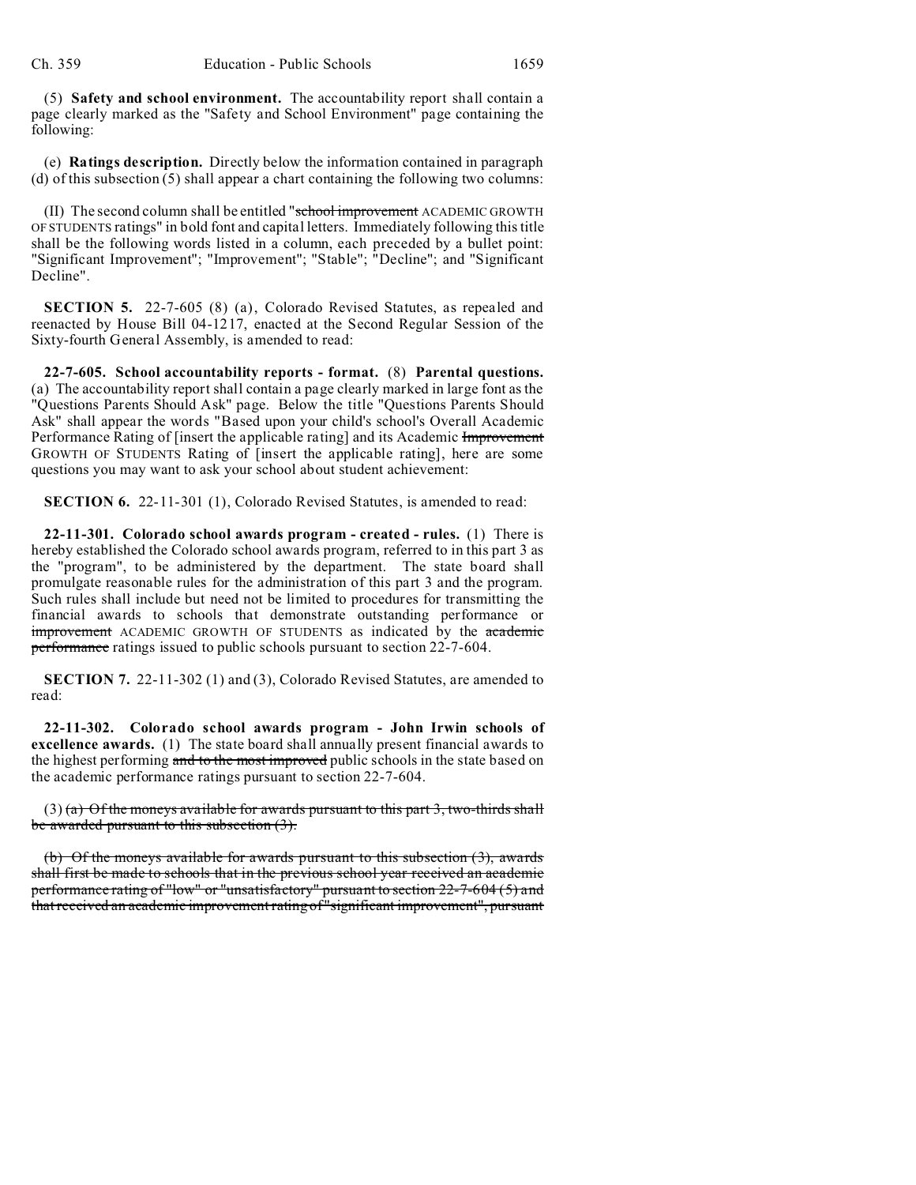(5) **Safety and school environment.** The accountability report shall contain a page clearly marked as the "Safety and School Environment" page containing the following:

(e) **Ratings description.** Directly below the information contained in paragraph (d) of this subsection (5) shall appear a chart containing the following two columns:

(II) The second column shall be entitled "~~school improvement~~ ACADEMIC GROWTH OF STUDENTS ratings" in bold font and capital letters. Immediately following this title shall be the following words listed in a column, each preceded by a bullet point: "Significant Improvement"; "Improvement"; "Stable"; "Decline"; and "Significant Decline".

**SECTION 5.** 22-7-605 (8) (a), Colorado Revised Statutes, as repealed and reenacted by House Bill 04-1217, enacted at the Second Regular Session of the Sixty-fourth General Assembly, is amended to read:

**22-7-605. School accountability reports - format.** (8) **Parental questions.** (a) The accountability report shall contain a page clearly marked in large font as the "Questions Parents Should Ask" page. Below the title "Questions Parents Should Ask" shall appear the words "Based upon your child's school's Overall Academic Performance Rating of [insert the applicable rating] and its Academic ~~Improvement~~ GROWTH OF STUDENTS Rating of [insert the applicable rating], here are some questions you may want to ask your school about student achievement:

**SECTION 6.** 22-11-301 (1), Colorado Revised Statutes, is amended to read:

**22-11-301. Colorado school awards program - created - rules.** (1) There is hereby established the Colorado school awards program, referred to in this part 3 as the "program", to be administered by the department. The state board shall promulgate reasonable rules for the administration of this part 3 and the program. Such rules shall include but need not be limited to procedures for transmitting the financial awards to schools that demonstrate outstanding performance or ~~improvement~~ ACADEMIC GROWTH OF STUDENTS as indicated by the ~~academic performance~~ ratings issued to public schools pursuant to section 22-7-604.

**SECTION 7.** 22-11-302 (1) and (3), Colorado Revised Statutes, are amended to read:

**22-11-302. Colorado school awards program - John Irwin schools of excellence awards.** (1) The state board shall annually present financial awards to the highest performing ~~and to the most improved~~ public schools in the state based on the academic performance ratings pursuant to section 22-7-604.

(3) ~~(a) Of the moneys available for awards pursuant to this part 3, two-thirds shall be awarded pursuant to this subsection (3).~~

~~(b) Of the moneys available for awards pursuant to this subsection (3), awards shall first be made to schools that in the previous school year received an academic performance rating of "low" or "unsatisfactory" pursuant to section 22-7-604 (5) and that received an academic improvement rating of "significant improvement", pursuant~~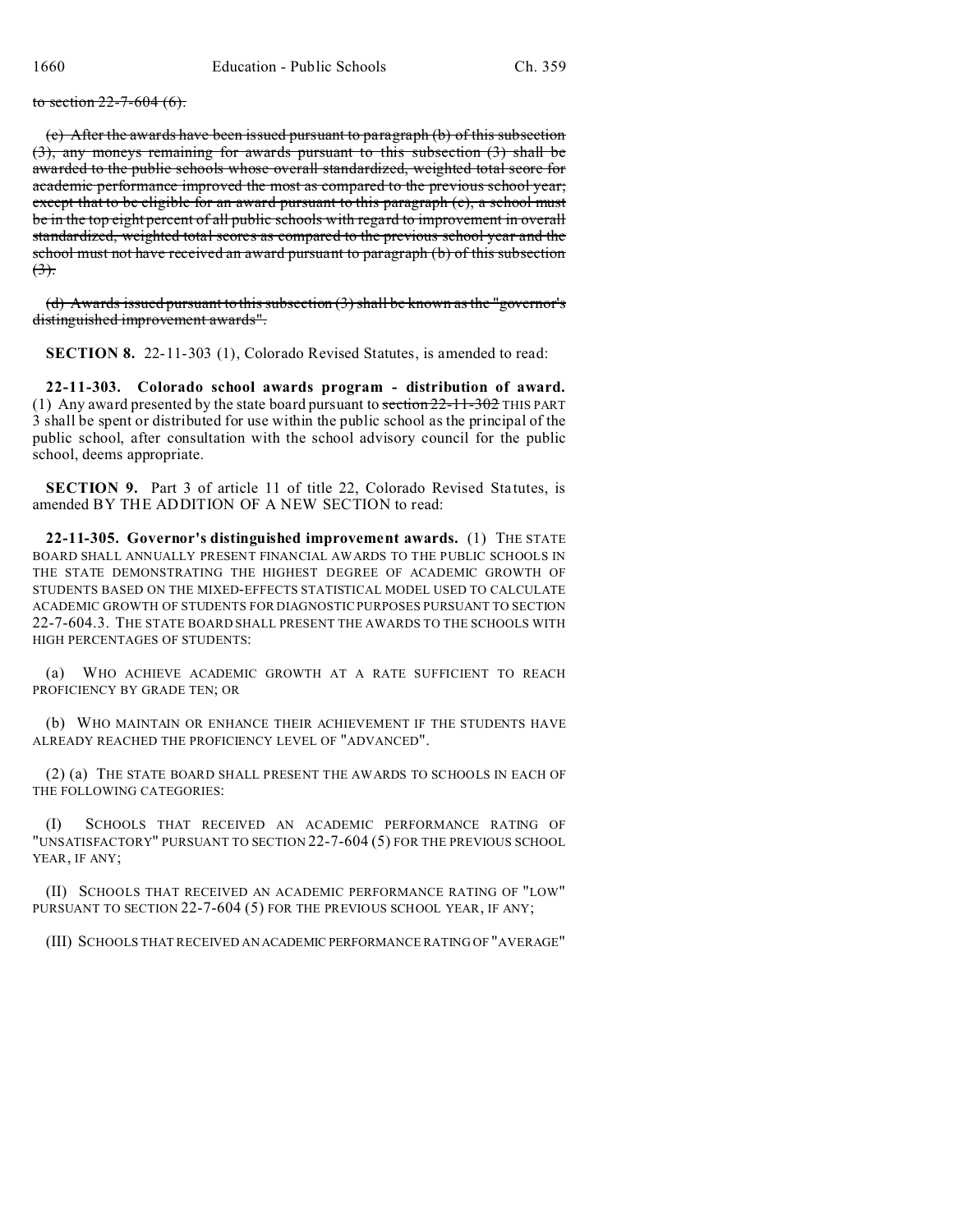to section 22-7-604 (6).

(c) After the awards have been issued pursuant to paragraph (b) of this subsection (3), any moneys remaining for awards pursuant to this subsection (3) shall be awarded to the public schools whose overall standardized, weighted total score for academic performance improved the most as compared to the previous school year; except that to be eligible for an award pursuant to this paragraph (c), a school must be in the top eight percent of all public schools with regard to improvement in overall standardized, weighted total scores as compared to the previous school year and the school must not have received an award pursuant to paragraph (b) of this subsection (3).

(d) Awards issued pursuant to this subsection (3) shall be known as the "governor's distinguished improvement awards".

**SECTION 8.** 22-11-303 (1), Colorado Revised Statutes, is amended to read:

**22-11-303. Colorado school awards program - distribution of award.** (1) Any award presented by the state board pursuant to ~~section 22-11-302~~ THIS PART 3 shall be spent or distributed for use within the public school as the principal of the public school, after consultation with the school advisory council for the public school, deems appropriate.

**SECTION 9.** Part 3 of article 11 of title 22, Colorado Revised Statutes, is amended BY THE ADDITION OF A NEW SECTION to read:

**22-11-305. Governor's distinguished improvement awards.** (1) THE STATE BOARD SHALL ANNUALLY PRESENT FINANCIAL AWARDS TO THE PUBLIC SCHOOLS IN THE STATE DEMONSTRATING THE HIGHEST DEGREE OF ACADEMIC GROWTH OF STUDENTS BASED ON THE MIXED-EFFECTS STATISTICAL MODEL USED TO CALCULATE ACADEMIC GROWTH OF STUDENTS FOR DIAGNOSTIC PURPOSES PURSUANT TO SECTION 22-7-604.3. THE STATE BOARD SHALL PRESENT THE AWARDS TO THE SCHOOLS WITH HIGH PERCENTAGES OF STUDENTS:

(a) WHO ACHIEVE ACADEMIC GROWTH AT A RATE SUFFICIENT TO REACH PROFICIENCY BY GRADE TEN; OR

(b) WHO MAINTAIN OR ENHANCE THEIR ACHIEVEMENT IF THE STUDENTS HAVE ALREADY REACHED THE PROFICIENCY LEVEL OF "ADVANCED".

(2) (a) THE STATE BOARD SHALL PRESENT THE AWARDS TO SCHOOLS IN EACH OF THE FOLLOWING CATEGORIES:

(I) SCHOOLS THAT RECEIVED AN ACADEMIC PERFORMANCE RATING OF "UNSATISFACTORY" PURSUANT TO SECTION 22-7-604 (5) FOR THE PREVIOUS SCHOOL YEAR, IF ANY;

(II) SCHOOLS THAT RECEIVED AN ACADEMIC PERFORMANCE RATING OF "LOW" PURSUANT TO SECTION 22-7-604 (5) FOR THE PREVIOUS SCHOOL YEAR, IF ANY;

(III) SCHOOLS THAT RECEIVED AN ACADEMIC PERFORMANCE RATING OF "AVERAGE"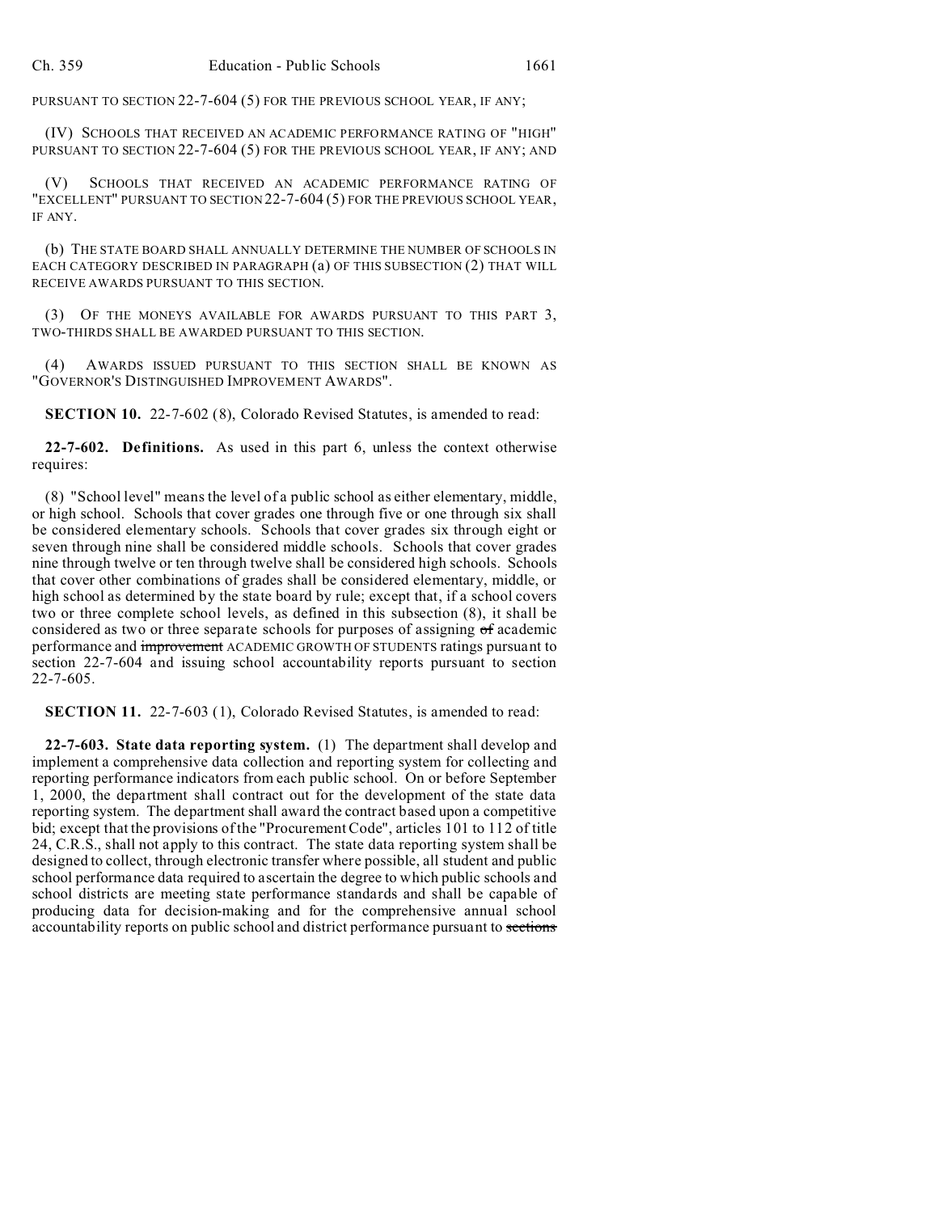PURSUANT TO SECTION 22-7-604 (5) FOR THE PREVIOUS SCHOOL YEAR, IF ANY;

(IV) SCHOOLS THAT RECEIVED AN ACADEMIC PERFORMANCE RATING OF "HIGH" PURSUANT TO SECTION 22-7-604 (5) FOR THE PREVIOUS SCHOOL YEAR, IF ANY; AND

(V) SCHOOLS THAT RECEIVED AN ACADEMIC PERFORMANCE RATING OF "EXCELLENT" PURSUANT TO SECTION 22-7-604 (5) FOR THE PREVIOUS SCHOOL YEAR, IF ANY.

(b) THE STATE BOARD SHALL ANNUALLY DETERMINE THE NUMBER OF SCHOOLS IN EACH CATEGORY DESCRIBED IN PARAGRAPH (a) OF THIS SUBSECTION (2) THAT WILL RECEIVE AWARDS PURSUANT TO THIS SECTION.

(3) OF THE MONEYS AVAILABLE FOR AWARDS PURSUANT TO THIS PART 3, TWO-THIRDS SHALL BE AWARDED PURSUANT TO THIS SECTION.

(4) AWARDS ISSUED PURSUANT TO THIS SECTION SHALL BE KNOWN AS "GOVERNOR'S DISTINGUISHED IMPROVEMENT AWARDS".

**SECTION 10.** 22-7-602 (8), Colorado Revised Statutes, is amended to read:

**22-7-602. Definitions.** As used in this part 6, unless the context otherwise requires:

(8) "School level" means the level of a public school as either elementary, middle, or high school. Schools that cover grades one through five or one through six shall be considered elementary schools. Schools that cover grades six through eight or seven through nine shall be considered middle schools. Schools that cover grades nine through twelve or ten through twelve shall be considered high schools. Schools that cover other combinations of grades shall be considered elementary, middle, or high school as determined by the state board by rule; except that, if a school covers two or three complete school levels, as defined in this subsection (8), it shall be considered as two or three separate schools for purposes of assigning ~~of~~ academic performance and ~~improvement~~ ACADEMIC GROWTH OF STUDENTS ratings pursuant to section 22-7-604 and issuing school accountability reports pursuant to section 22-7-605.

**SECTION 11.** 22-7-603 (1), Colorado Revised Statutes, is amended to read:

**22-7-603. State data reporting system.** (1) The department shall develop and implement a comprehensive data collection and reporting system for collecting and reporting performance indicators from each public school. On or before September 1, 2000, the department shall contract out for the development of the state data reporting system. The department shall award the contract based upon a competitive bid; except that the provisions of the "Procurement Code", articles 101 to 112 of title 24, C.R.S., shall not apply to this contract. The state data reporting system shall be designed to collect, through electronic transfer where possible, all student and public school performance data required to ascertain the degree to which public schools and school districts are meeting state performance standards and shall be capable of producing data for decision-making and for the comprehensive annual school accountability reports on public school and district performance pursuant to ~~sections~~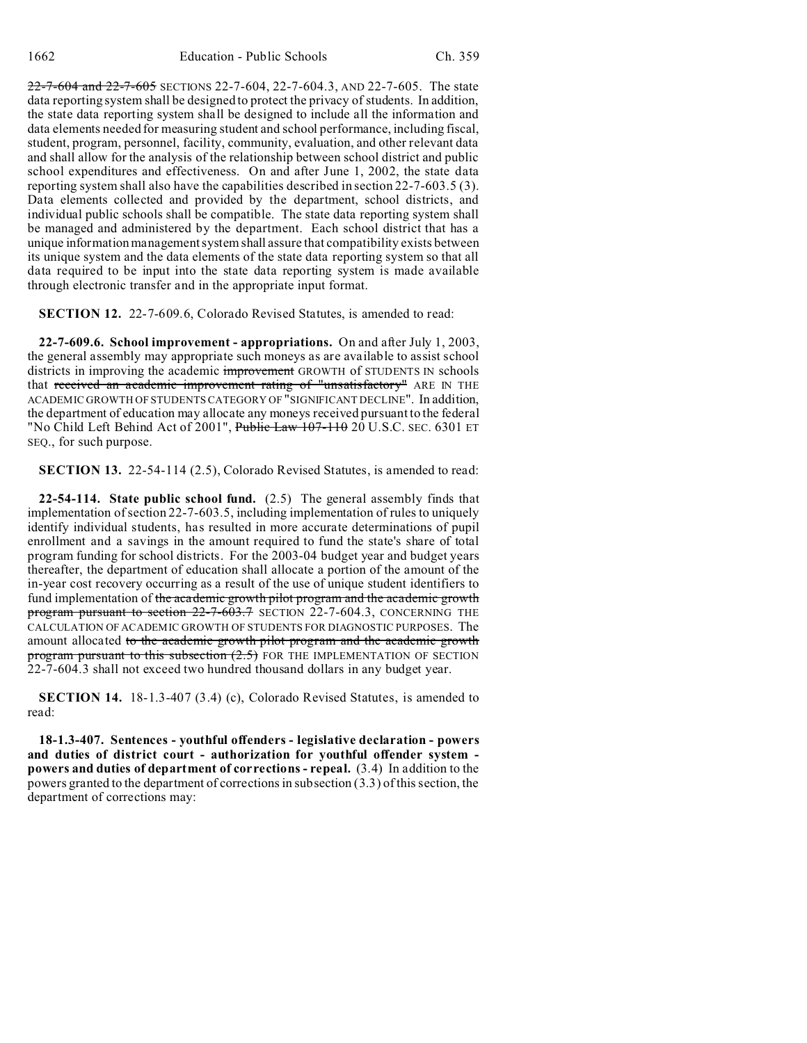~~22-7-604 and 22-7-605~~ SECTIONS 22-7-604, 22-7-604.3, AND 22-7-605. The state data reporting system shall be designed to protect the privacy of students. In addition, the state data reporting system shall be designed to include all the information and data elements needed for measuring student and school performance, including fiscal, student, program, personnel, facility, community, evaluation, and other relevant data and shall allow for the analysis of the relationship between school district and public school expenditures and effectiveness. On and after June 1, 2002, the state data reporting system shall also have the capabilities described in section 22-7-603.5 (3). Data elements collected and provided by the department, school districts, and individual public schools shall be compatible. The state data reporting system shall be managed and administered by the department. Each school district that has a unique information management system shall assure that compatibility exists between its unique system and the data elements of the state data reporting system so that all data required to be input into the state data reporting system is made available through electronic transfer and in the appropriate input format.

**SECTION 12.** 22-7-609.6, Colorado Revised Statutes, is amended to read:

**22-7-609.6. School improvement - appropriations.** On and after July 1, 2003, the general assembly may appropriate such moneys as are available to assist school districts in improving the academic ~~improvement~~ GROWTH of STUDENTS IN schools that ~~received an academic improvement rating of "unsatisfactory"~~ ARE IN THE ACADEMIC GROWTH OF STUDENTS CATEGORY OF "SIGNIFICANT DECLINE". In addition, the department of education may allocate any moneys received pursuant to the federal "No Child Left Behind Act of 2001", ~~Public Law 107-110~~ 20 U.S.C. SEC. 6301 ET SEQ., for such purpose.

**SECTION 13.** 22-54-114 (2.5), Colorado Revised Statutes, is amended to read:

**22-54-114. State public school fund.** (2.5) The general assembly finds that implementation of section 22-7-603.5, including implementation of rules to uniquely identify individual students, has resulted in more accurate determinations of pupil enrollment and a savings in the amount required to fund the state's share of total program funding for school districts. For the 2003-04 budget year and budget years thereafter, the department of education shall allocate a portion of the amount of the in-year cost recovery occurring as a result of the use of unique student identifiers to fund implementation of ~~the academic growth pilot program and the academic growth program pursuant to section 22-7-603.7~~ SECTION 22-7-604.3, CONCERNING THE CALCULATION OF ACADEMIC GROWTH OF STUDENTS FOR DIAGNOSTIC PURPOSES. The amount allocated ~~to the academic growth pilot program and the academic growth program pursuant to this subsection (2.5)~~ FOR THE IMPLEMENTATION OF SECTION 22-7-604.3 shall not exceed two hundred thousand dollars in any budget year.

**SECTION 14.** 18-1.3-407 (3.4) (c), Colorado Revised Statutes, is amended to read:

**18-1.3-407. Sentences - youthful offenders - legislative declaration - powers and duties of district court - authorization for youthful offender system - powers and duties of department of corrections - repeal.** (3.4) In addition to the powers granted to the department of corrections in subsection (3.3) of this section, the department of corrections may: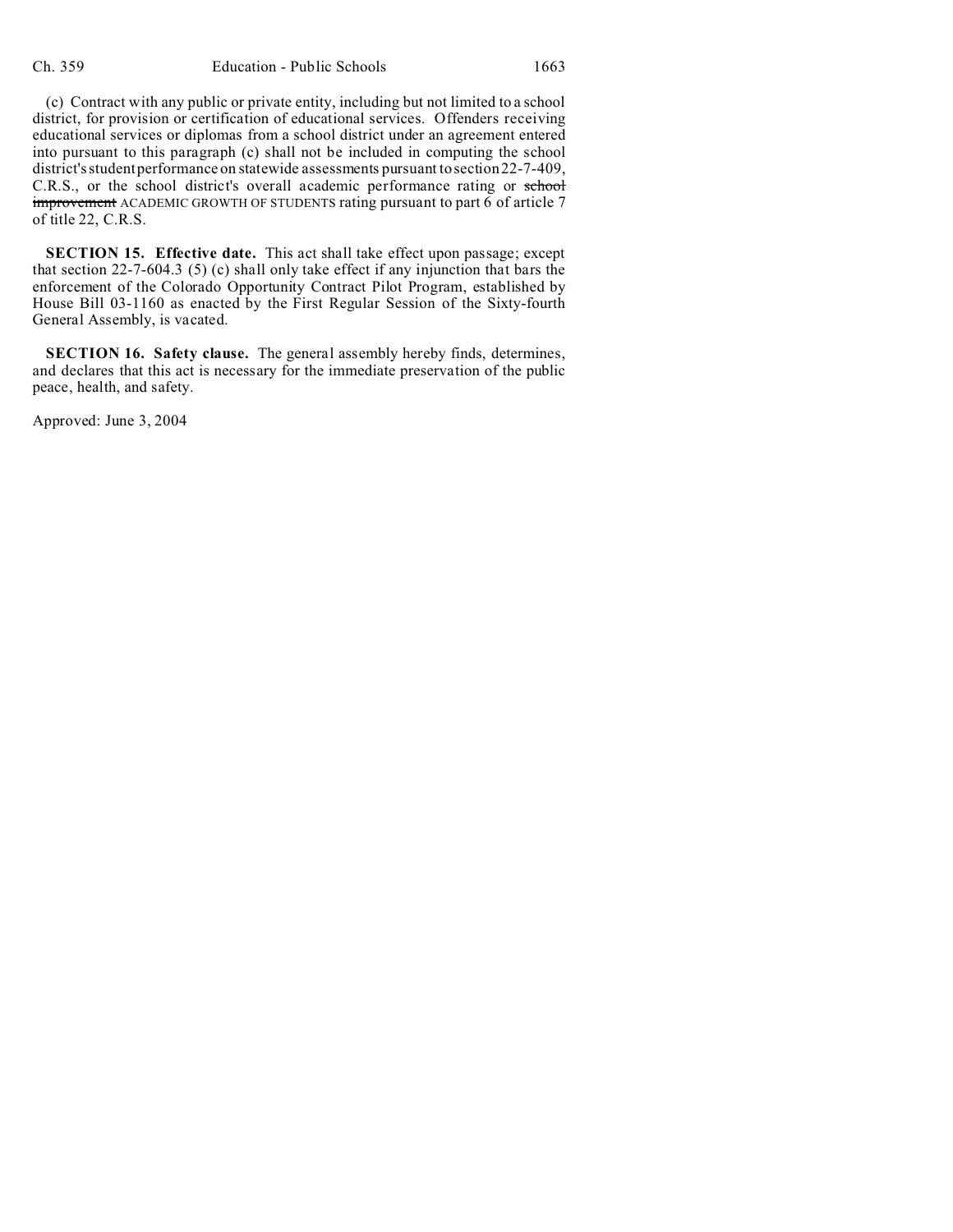(c) Contract with any public or private entity, including but not limited to a school district, for provision or certification of educational services. Offenders receiving educational services or diplomas from a school district under an agreement entered into pursuant to this paragraph (c) shall not be included in computing the school district's student performance on statewide assessments pursuant to section 22-7-409, C.R.S., or the school district's overall academic performance rating or ~~school improvement~~ ACADEMIC GROWTH OF STUDENTS rating pursuant to part 6 of article 7 of title 22, C.R.S.

**SECTION 15. Effective date.** This act shall take effect upon passage; except that section 22-7-604.3 (5) (c) shall only take effect if any injunction that bars the enforcement of the Colorado Opportunity Contract Pilot Program, established by House Bill 03-1160 as enacted by the First Regular Session of the Sixty-fourth General Assembly, is vacated.

**SECTION 16. Safety clause.** The general assembly hereby finds, determines, and declares that this act is necessary for the immediate preservation of the public peace, health, and safety.

Approved: June 3, 2004